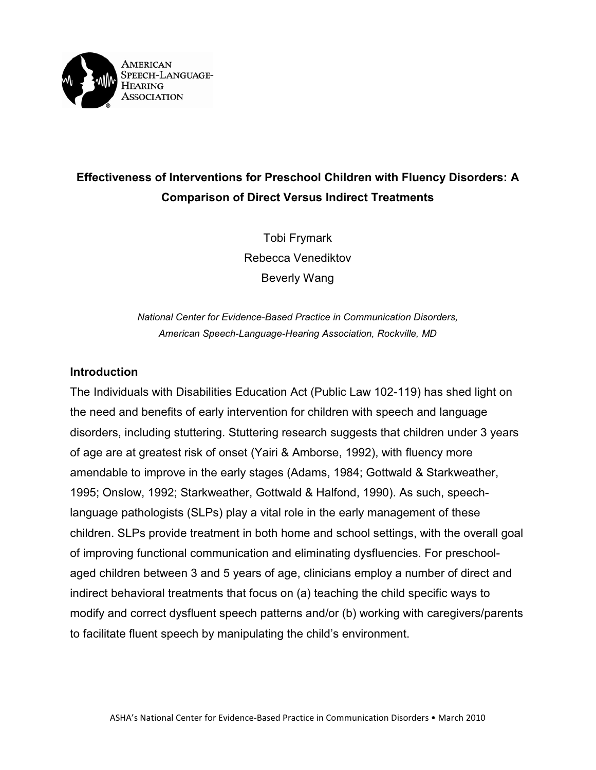# Effectiveness of Interventions for Preschool Children with Fluency Disorders: A Comparison of Direct Versus Indirect Treatments

Tobi Frymark

Rebecca Venediktov

Beverly Wang

*National Center for Evidence-Based Practice in Communication Disorders, American Speech-Language-Hearing Association, Rockville, MD*

## Introduction

The Individuals with Disabilities Education Act (Public Law 102-119) has shed light on the need and benefits of early intervention for children with speech and language disorders, including stuttering. Stuttering research suggests that children under 3 years of age are at greatest risk of onset (Yairi & Amborse, 1992), with fluency more amendable to improve in the early stages (Adams, 1984; Gottwald & Starkweather, 1995; Onslow, 1992; Starkweather, Gottwald & Halfond, 1990). As such, speech-language pathologists (SLPs) play a vital role in the early management of these children. SLPs provide treatment in both home and school settings, with the overall goal of improving functional communication and eliminating dysfluencies. For preschool-aged children between 3 and 5 years of age, clinicians employ a number of direct and indirect behavioral treatments that focus on (a) teaching the child specific ways to modify and correct dysfluent speech patterns and/or (b) working with caregivers/parents to facilitate fluent speech by manipulating the child's environment.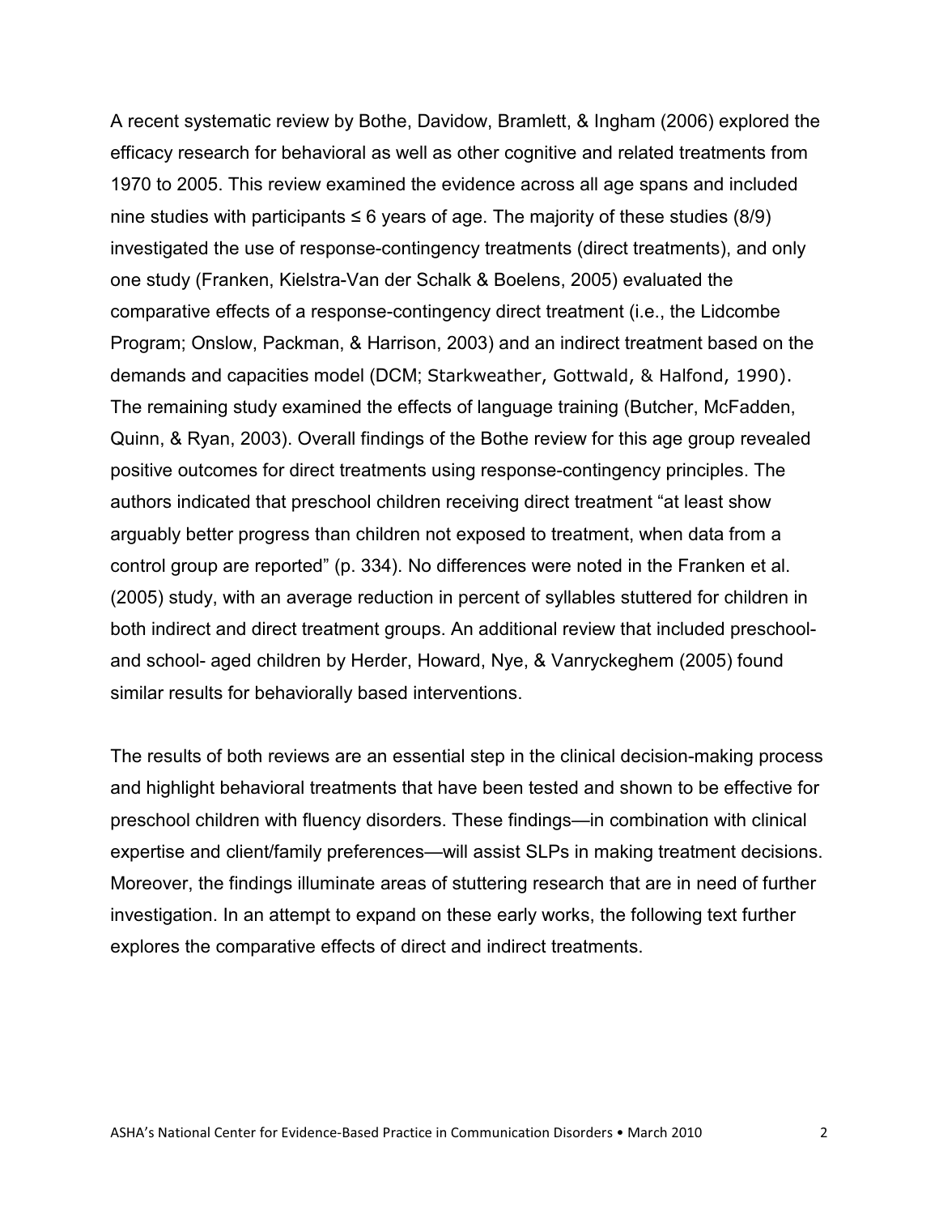A recent systematic review by Bothe, Davidow, Bramlett, & Ingham (2006) explored the efficacy research for behavioral as well as other cognitive and related treatments from 1970 to 2005. This review examined the evidence across all age spans and included nine studies with participants ≤ 6 years of age. The majority of these studies (8/9) investigated the use of response-contingency treatments (direct treatments), and only one study (Franken, Kielstra-Van der Schalk & Boelens, 2005) evaluated the comparative effects of a response-contingency direct treatment (i.e., the Lidcombe Program; Onslow, Packman, & Harrison, 2003) and an indirect treatment based on the demands and capacities model (DCM; Starkweather, Gottwald, & Halfond, 1990). The remaining study examined the effects of language training (Butcher, McFadden, Quinn, & Ryan, 2003). Overall findings of the Bothe review for this age group revealed positive outcomes for direct treatments using response-contingency principles. The authors indicated that preschool children receiving direct treatment "at least show arguably better progress than children not exposed to treatment, when data from a control group are reported" (p. 334). No differences were noted in the Franken et al. (2005) study, with an average reduction in percent of syllables stuttered for children in both indirect and direct treatment groups. An additional review that included preschool- and school- aged children by Herder, Howard, Nye, & Vanryckeghem (2005) found similar results for behaviorally based interventions.

The results of both reviews are an essential step in the clinical decision-making process and highlight behavioral treatments that have been tested and shown to be effective for preschool children with fluency disorders. These findings—in combination with clinical expertise and client/family preferences—will assist SLPs in making treatment decisions. Moreover, the findings illuminate areas of stuttering research that are in need of further investigation. In an attempt to expand on these early works, the following text further explores the comparative effects of direct and indirect treatments.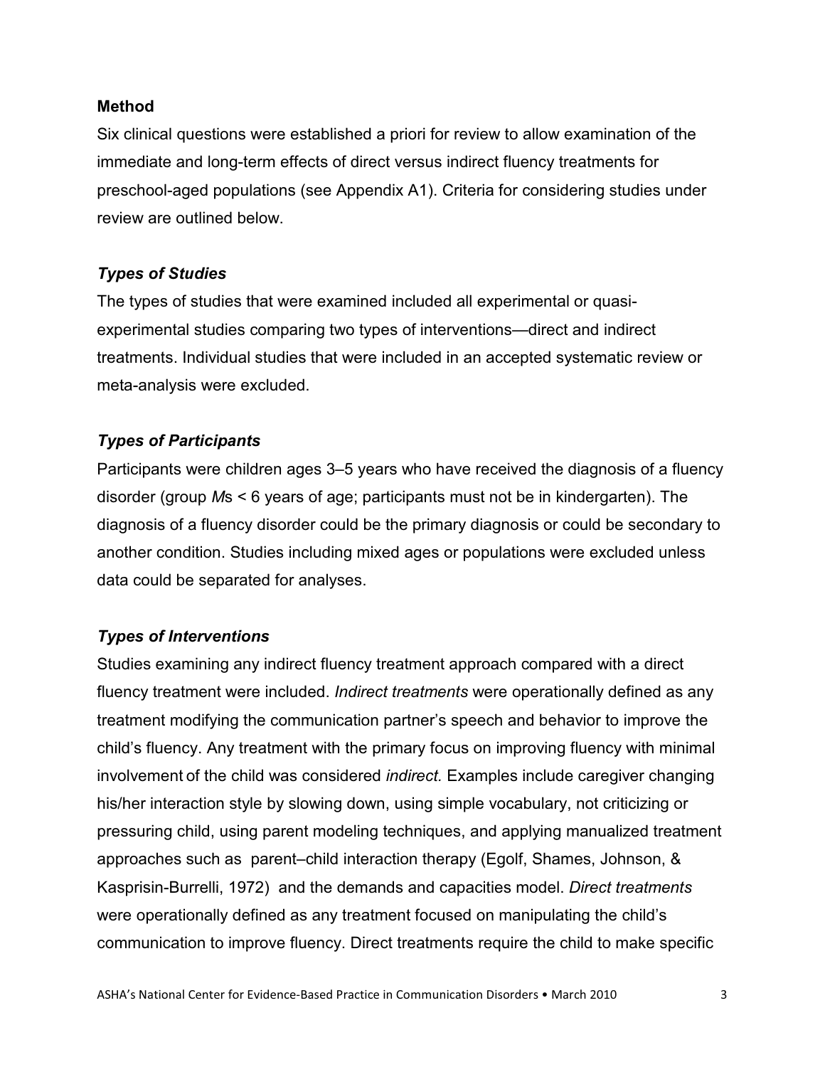## Method

Six clinical questions were established a priori for review to allow examination of the immediate and long-term effects of direct versus indirect fluency treatments for preschool-aged populations (see Appendix A1). Criteria for considering studies under review are outlined below.

### *Types of Studies*

The types of studies that were examined included all experimental or quasi-experimental studies comparing two types of interventions—direct and indirect treatments. Individual studies that were included in an accepted systematic review or meta-analysis were excluded.

### *Types of Participants*

Participants were children ages 3–5 years who have received the diagnosis of a fluency disorder (group *M*s < 6 years of age; participants must not be in kindergarten). The diagnosis of a fluency disorder could be the primary diagnosis or could be secondary to another condition. Studies including mixed ages or populations were excluded unless data could be separated for analyses.

### *Types of Interventions*

Studies examining any indirect fluency treatment approach compared with a direct fluency treatment were included. *Indirect treatments* were operationally defined as any treatment modifying the communication partner's speech and behavior to improve the child's fluency. Any treatment with the primary focus on improving fluency with minimal involvement of the child was considered *indirect.* Examples include caregiver changing his/her interaction style by slowing down, using simple vocabulary, not criticizing or pressuring child, using parent modeling techniques, and applying manualized treatment approaches such as parent–child interaction therapy (Egolf, Shames, Johnson, & Kasprisin-Burrelli, 1972) and the demands and capacities model. *Direct treatments* were operationally defined as any treatment focused on manipulating the child's communication to improve fluency. Direct treatments require the child to make specific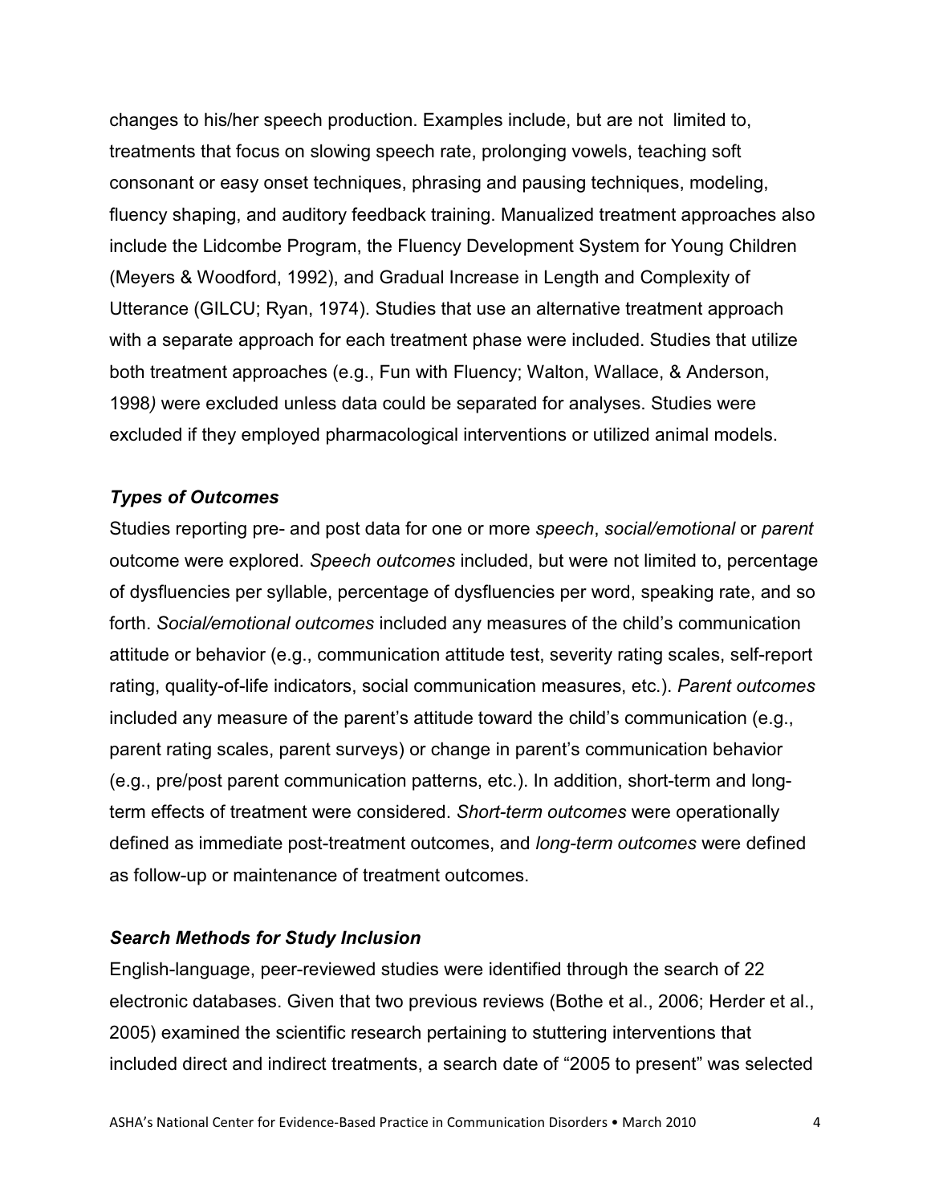changes to his/her speech production. Examples include, but are not limited to, treatments that focus on slowing speech rate, prolonging vowels, teaching soft consonant or easy onset techniques, phrasing and pausing techniques, modeling, fluency shaping, and auditory feedback training. Manualized treatment approaches also include the Lidcombe Program, the Fluency Development System for Young Children (Meyers & Woodford, 1992), and Gradual Increase in Length and Complexity of Utterance (GILCU; Ryan, 1974). Studies that use an alternative treatment approach with a separate approach for each treatment phase were included. Studies that utilize both treatment approaches (e.g., Fun with Fluency; Walton, Wallace, & Anderson, 1998*)* were excluded unless data could be separated for analyses. Studies were excluded if they employed pharmacological interventions or utilized animal models.

### *Types of Outcomes*

Studies reporting pre- and post data for one or more *speech*, *social/emotional* or *parent* outcome were explored. *Speech outcomes* included, but were not limited to, percentage of dysfluencies per syllable, percentage of dysfluencies per word, speaking rate, and so forth. *Social/emotional outcomes* included any measures of the child's communication attitude or behavior (e.g., communication attitude test, severity rating scales, self-report rating, quality-of-life indicators, social communication measures, etc.). *Parent outcomes* included any measure of the parent's attitude toward the child's communication (e.g., parent rating scales, parent surveys) or change in parent's communication behavior (e.g., pre/post parent communication patterns, etc.). In addition, short-term and long-term effects of treatment were considered. *Short-term outcomes* were operationally defined as immediate post-treatment outcomes, and *long-term outcomes* were defined as follow-up or maintenance of treatment outcomes.

### *Search Methods for Study Inclusion*

English-language, peer-reviewed studies were identified through the search of 22 electronic databases. Given that two previous reviews (Bothe et al., 2006; Herder et al., 2005) examined the scientific research pertaining to stuttering interventions that included direct and indirect treatments, a search date of "2005 to present" was selected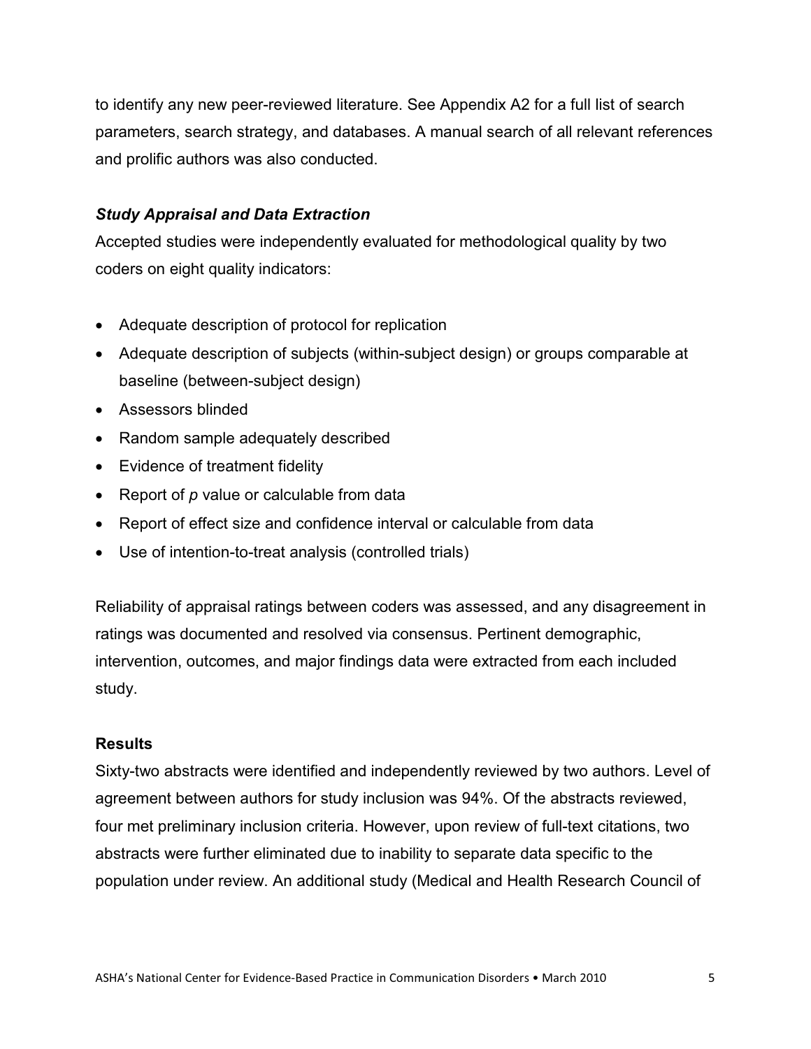to identify any new peer-reviewed literature. See Appendix A2 for a full list of search parameters, search strategy, and databases. A manual search of all relevant references and prolific authors was also conducted.

### *Study Appraisal and Data Extraction*

Accepted studies were independently evaluated for methodological quality by two coders on eight quality indicators:

- Adequate description of protocol for replication
- Adequate description of subjects (within-subject design) or groups comparable at baseline (between-subject design)
- Assessors blinded
- Random sample adequately described
- Evidence of treatment fidelity
- Report of *p* value or calculable from data
- Report of effect size and confidence interval or calculable from data
- Use of intention-to-treat analysis (controlled trials)

Reliability of appraisal ratings between coders was assessed, and any disagreement in ratings was documented and resolved via consensus. Pertinent demographic, intervention, outcomes, and major findings data were extracted from each included study.

## Results

Sixty-two abstracts were identified and independently reviewed by two authors. Level of agreement between authors for study inclusion was 94%. Of the abstracts reviewed, four met preliminary inclusion criteria. However, upon review of full-text citations, two abstracts were further eliminated due to inability to separate data specific to the population under review. An additional study (Medical and Health Research Council of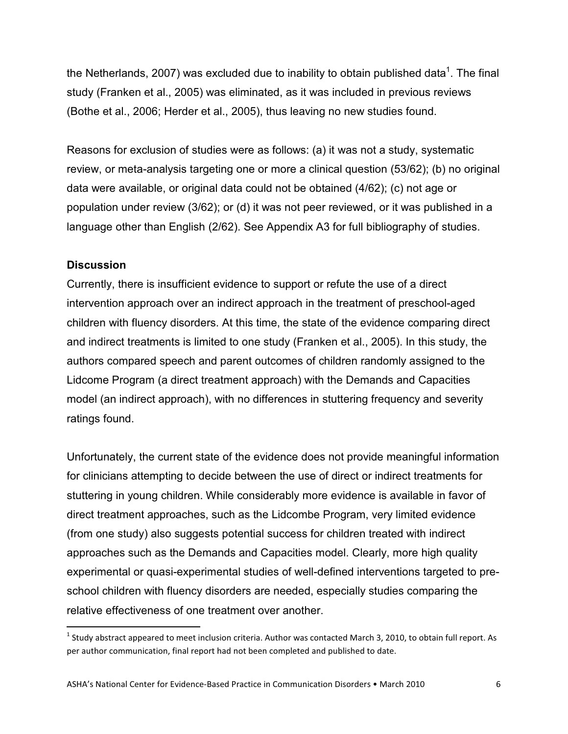the Netherlands, 2007) was excluded due to inability to obtain published data[1]. The final study (Franken et al., 2005) was eliminated, as it was included in previous reviews (Bothe et al., 2006; Herder et al., 2005), thus leaving no new studies found.

Reasons for exclusion of studies were as follows: (a) it was not a study, systematic review, or meta-analysis targeting one or more a clinical question (53/62); (b) no original data were available, or original data could not be obtained (4/62); (c) not age or population under review (3/62); or (d) it was not peer reviewed, or it was published in a language other than English (2/62). See Appendix A3 for full bibliography of studies.

**Discussion**

Currently, there is insufficient evidence to support or refute the use of a direct intervention approach over an indirect approach in the treatment of preschool-aged children with fluency disorders. At this time, the state of the evidence comparing direct and indirect treatments is limited to one study (Franken et al., 2005). In this study, the authors compared speech and parent outcomes of children randomly assigned to the Lidcome Program (a direct treatment approach) with the Demands and Capacities model (an indirect approach), with no differences in stuttering frequency and severity ratings found.

Unfortunately, the current state of the evidence does not provide meaningful information for clinicians attempting to decide between the use of direct or indirect treatments for stuttering in young children. While considerably more evidence is available in favor of direct treatment approaches, such as the Lidcombe Program, very limited evidence (from one study) also suggests potential success for children treated with indirect approaches such as the Demands and Capacities model. Clearly, more high quality experimental or quasi-experimental studies of well-defined interventions targeted to pre-school children with fluency disorders are needed, especially studies comparing the relative effectiveness of one treatment over another.

[1] Study abstract appeared to meet inclusion criteria. Author was contacted March 3, 2010, to obtain full report. As per author communication, final report had not been completed and published to date.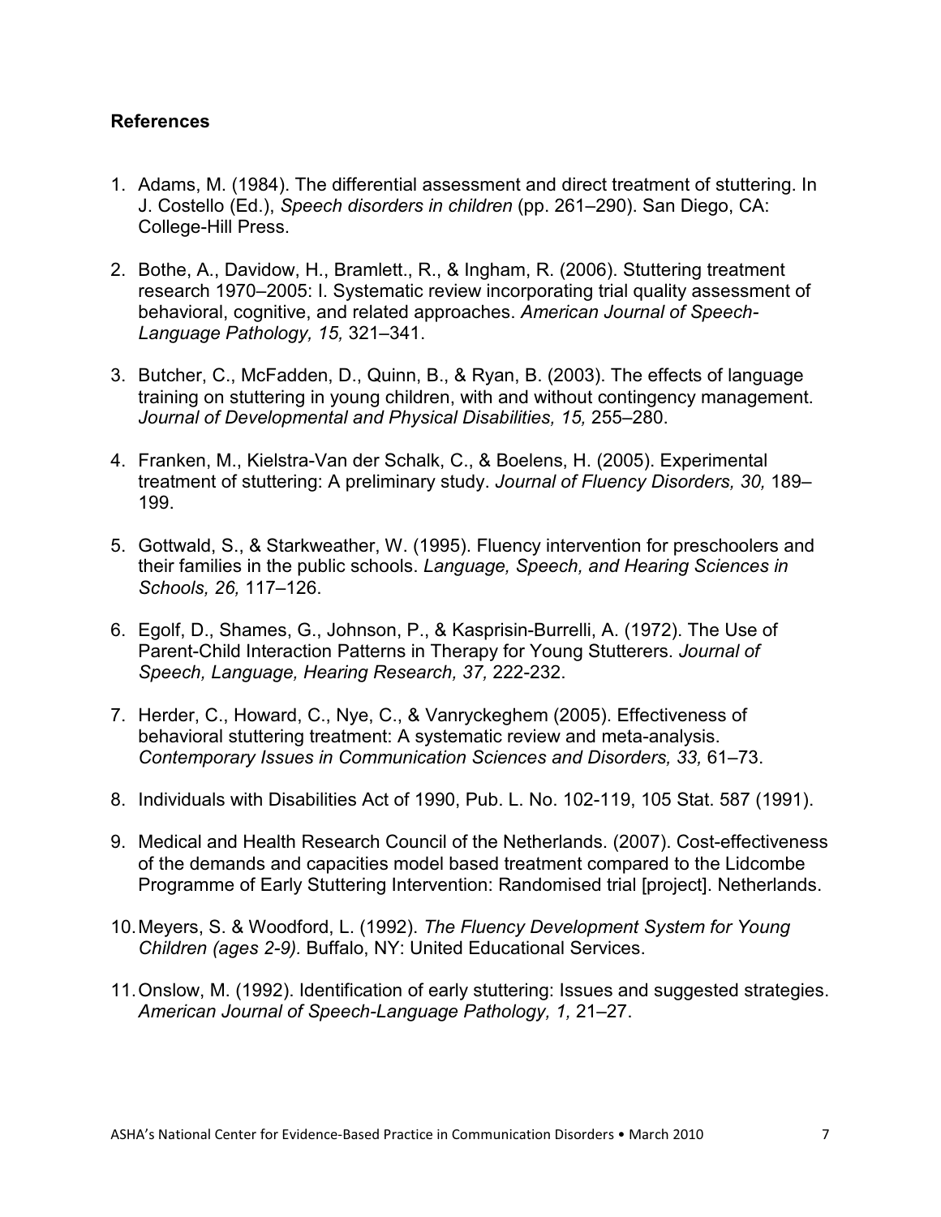### References

1. Adams, M. (1984). The differential assessment and direct treatment of stuttering. In J. Costello (Ed.), *Speech disorders in children* (pp. 261–290). San Diego, CA: College-Hill Press.

2. Bothe, A., Davidow, H., Bramlett., R., & Ingham, R. (2006). Stuttering treatment research 1970–2005: I. Systematic review incorporating trial quality assessment of behavioral, cognitive, and related approaches. *American Journal of Speech-Language Pathology, 15,* 321–341.

3. Butcher, C., McFadden, D., Quinn, B., & Ryan, B. (2003). The effects of language training on stuttering in young children, with and without contingency management. *Journal of Developmental and Physical Disabilities, 15,* 255–280.

4. Franken, M., Kielstra-Van der Schalk, C., & Boelens, H. (2005). Experimental treatment of stuttering: A preliminary study. *Journal of Fluency Disorders, 30,* 189–199.

5. Gottwald, S., & Starkweather, W. (1995). Fluency intervention for preschoolers and their families in the public schools. *Language, Speech, and Hearing Sciences in Schools, 26,* 117–126.

6. Egolf, D., Shames, G., Johnson, P., & Kasprisin-Burrelli, A. (1972). The Use of Parent-Child Interaction Patterns in Therapy for Young Stutterers. *Journal of Speech, Language, Hearing Research, 37,* 222-232.

7. Herder, C., Howard, C., Nye, C., & Vanryckeghem (2005). Effectiveness of behavioral stuttering treatment: A systematic review and meta-analysis. *Contemporary Issues in Communication Sciences and Disorders, 33,* 61–73.

8. Individuals with Disabilities Act of 1990, Pub. L. No. 102-119, 105 Stat. 587 (1991).

9. Medical and Health Research Council of the Netherlands. (2007). Cost-effectiveness of the demands and capacities model based treatment compared to the Lidcombe Programme of Early Stuttering Intervention: Randomised trial [project]. Netherlands.

10. Meyers, S. & Woodford, L. (1992). *The Fluency Development System for Young Children (ages 2-9).* Buffalo, NY: United Educational Services.

11. Onslow, M. (1992). Identification of early stuttering: Issues and suggested strategies. *American Journal of Speech-Language Pathology, 1,* 21–27.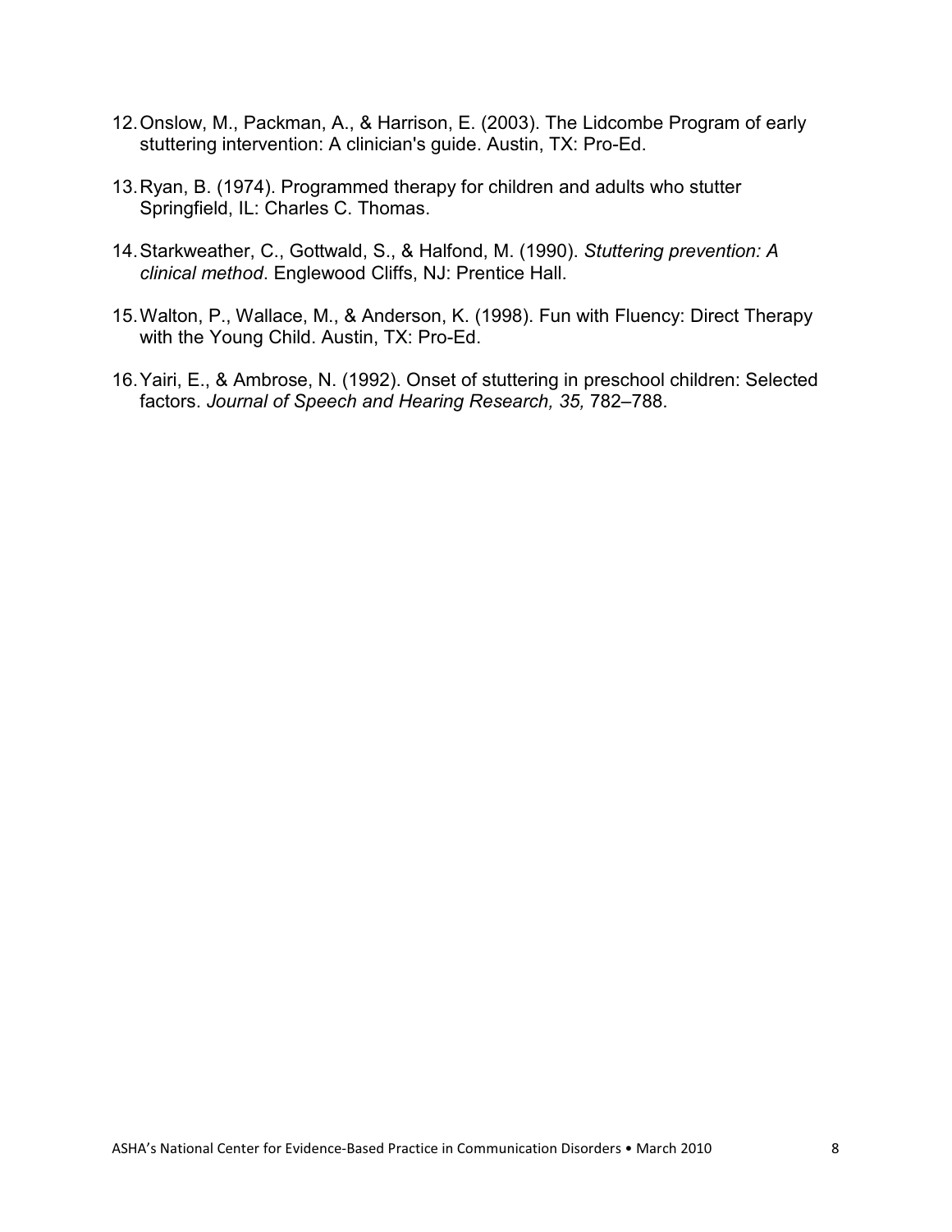12. Onslow, M., Packman, A., & Harrison, E. (2003). The Lidcombe Program of early stuttering intervention: A clinician's guide. Austin, TX: Pro-Ed.

13. Ryan, B. (1974). Programmed therapy for children and adults who stutter Springfield, IL: Charles C. Thomas.

14. Starkweather, C., Gottwald, S., & Halfond, M. (1990). *Stuttering prevention: A clinical method*. Englewood Cliffs, NJ: Prentice Hall.

15. Walton, P., Wallace, M., & Anderson, K. (1998). Fun with Fluency: Direct Therapy with the Young Child. Austin, TX: Pro-Ed.

16. Yairi, E., & Ambrose, N. (1992). Onset of stuttering in preschool children: Selected factors. *Journal of Speech and Hearing Research, 35,* 782–788.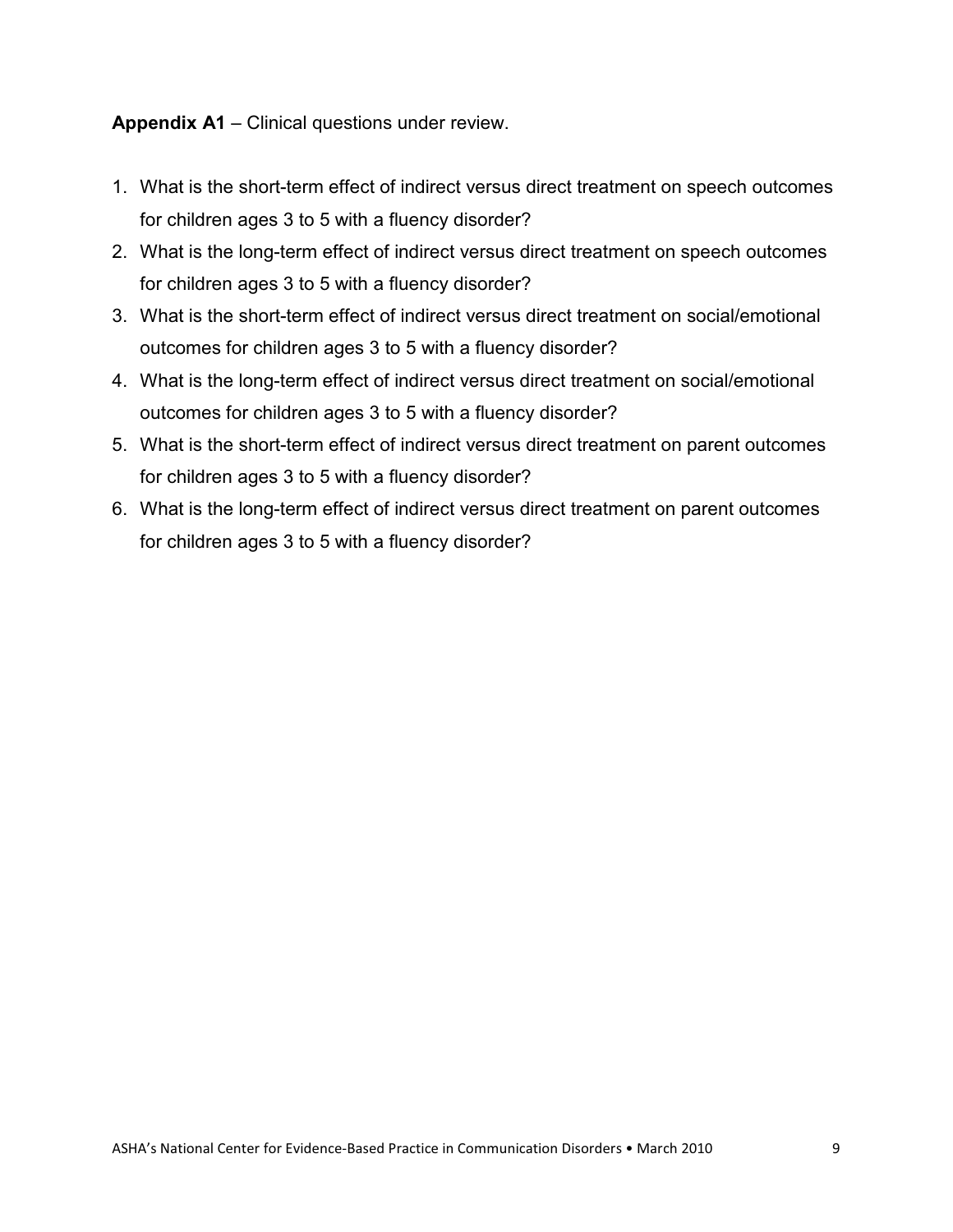**Appendix A1** – Clinical questions under review.

1. What is the short-term effect of indirect versus direct treatment on speech outcomes for children ages 3 to 5 with a fluency disorder?
2. What is the long-term effect of indirect versus direct treatment on speech outcomes for children ages 3 to 5 with a fluency disorder?
3. What is the short-term effect of indirect versus direct treatment on social/emotional outcomes for children ages 3 to 5 with a fluency disorder?
4. What is the long-term effect of indirect versus direct treatment on social/emotional outcomes for children ages 3 to 5 with a fluency disorder?
5. What is the short-term effect of indirect versus direct treatment on parent outcomes for children ages 3 to 5 with a fluency disorder?
6. What is the long-term effect of indirect versus direct treatment on parent outcomes for children ages 3 to 5 with a fluency disorder?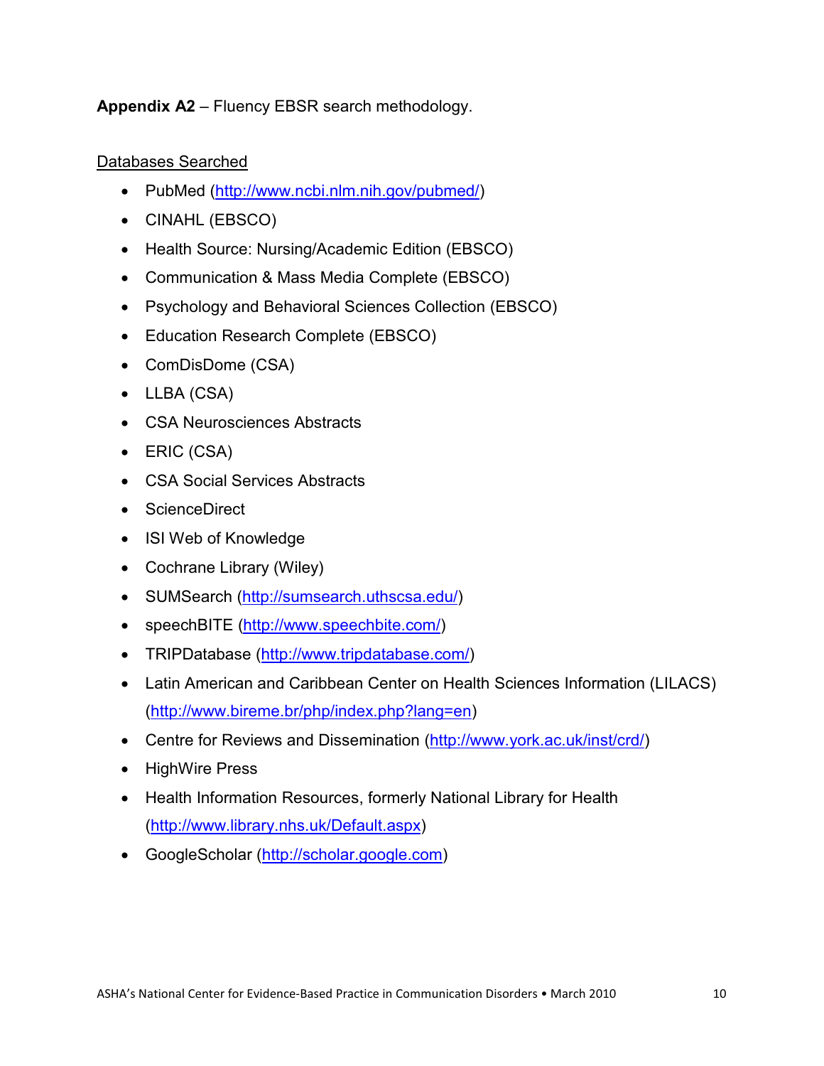**Appendix A2** – Fluency EBSR search methodology.

<u>Databases Searched</u>

- PubMed (http://www.ncbi.nlm.nih.gov/pubmed/)
- CINAHL (EBSCO)
- Health Source: Nursing/Academic Edition (EBSCO)
- Communication & Mass Media Complete (EBSCO)
- Psychology and Behavioral Sciences Collection (EBSCO)
- Education Research Complete (EBSCO)
- ComDisDome (CSA)
- LLBA (CSA)
- CSA Neurosciences Abstracts
- ERIC (CSA)
- CSA Social Services Abstracts
- ScienceDirect
- ISI Web of Knowledge
- Cochrane Library (Wiley)
- SUMSearch (http://sumsearch.uthscsa.edu/)
- speechBITE (http://www.speechbite.com/)
- TRIPDatabase (http://www.tripdatabase.com/)
- Latin American and Caribbean Center on Health Sciences Information (LILACS) (http://www.bireme.br/php/index.php?lang=en)
- Centre for Reviews and Dissemination (http://www.york.ac.uk/inst/crd/)
- HighWire Press
- Health Information Resources, formerly National Library for Health (http://www.library.nhs.uk/Default.aspx)
- GoogleScholar (http://scholar.google.com)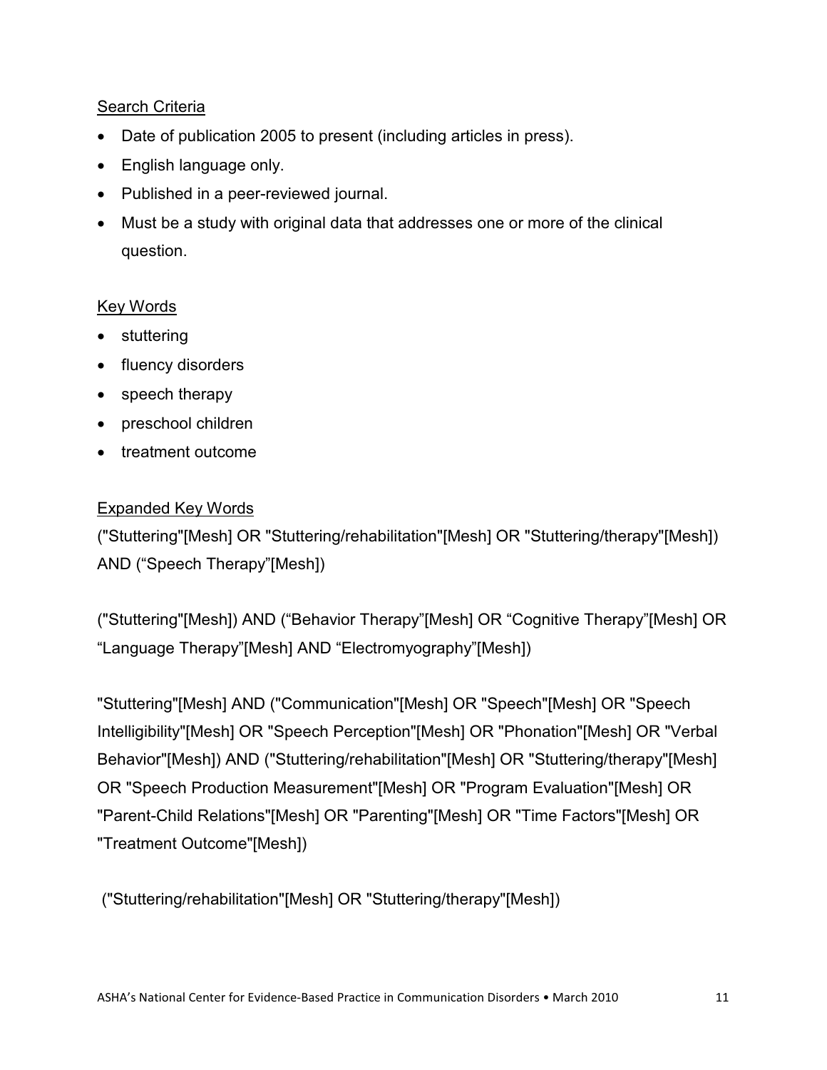Search Criteria

- Date of publication 2005 to present (including articles in press).
- English language only.
- Published in a peer-reviewed journal.
- Must be a study with original data that addresses one or more of the clinical question.

Key Words

- stuttering
- fluency disorders
- speech therapy
- preschool children
- treatment outcome

Expanded Key Words

("Stuttering"[Mesh] OR "Stuttering/rehabilitation"[Mesh] OR "Stuttering/therapy"[Mesh]) AND ("Speech Therapy"[Mesh])

("Stuttering"[Mesh]) AND ("Behavior Therapy"[Mesh] OR "Cognitive Therapy"[Mesh] OR "Language Therapy"[Mesh] AND "Electromyography"[Mesh])

"Stuttering"[Mesh] AND ("Communication"[Mesh] OR "Speech"[Mesh] OR "Speech Intelligibility"[Mesh] OR "Speech Perception"[Mesh] OR "Phonation"[Mesh] OR "Verbal Behavior"[Mesh]) AND ("Stuttering/rehabilitation"[Mesh] OR "Stuttering/therapy"[Mesh] OR "Speech Production Measurement"[Mesh] OR "Program Evaluation"[Mesh] OR "Parent-Child Relations"[Mesh] OR "Parenting"[Mesh] OR "Time Factors"[Mesh] OR "Treatment Outcome"[Mesh])

("Stuttering/rehabilitation"[Mesh] OR "Stuttering/therapy"[Mesh])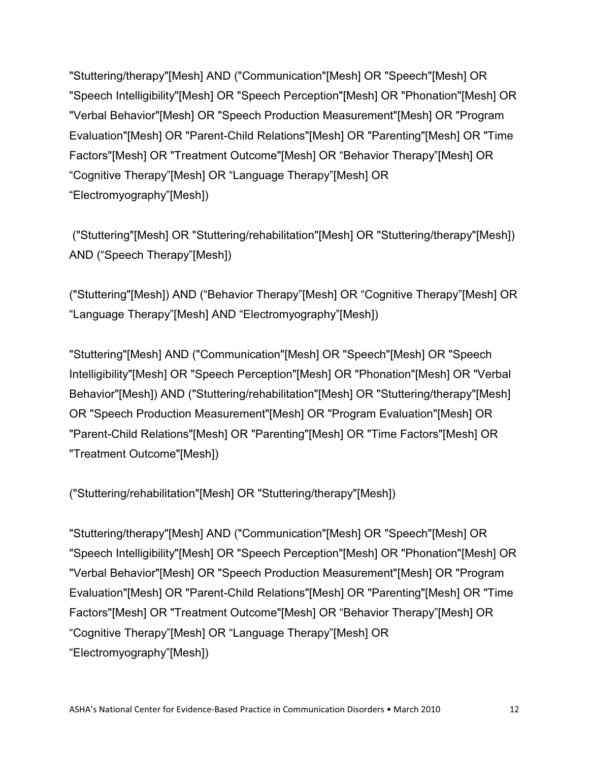"Stuttering/therapy"[Mesh] AND ("Communication"[Mesh] OR "Speech"[Mesh] OR "Speech Intelligibility"[Mesh] OR "Speech Perception"[Mesh] OR "Phonation"[Mesh] OR "Verbal Behavior"[Mesh] OR "Speech Production Measurement"[Mesh] OR "Program Evaluation"[Mesh] OR "Parent-Child Relations"[Mesh] OR "Parenting"[Mesh] OR "Time Factors"[Mesh] OR "Treatment Outcome"[Mesh] OR “Behavior Therapy”[Mesh] OR “Cognitive Therapy”[Mesh] OR “Language Therapy”[Mesh] OR “Electromyography”[Mesh])

("Stuttering"[Mesh] OR "Stuttering/rehabilitation"[Mesh] OR "Stuttering/therapy"[Mesh]) AND (“Speech Therapy”[Mesh])

("Stuttering"[Mesh]) AND (“Behavior Therapy”[Mesh] OR “Cognitive Therapy”[Mesh] OR “Language Therapy”[Mesh] AND “Electromyography”[Mesh])

"Stuttering"[Mesh] AND ("Communication"[Mesh] OR "Speech"[Mesh] OR "Speech Intelligibility"[Mesh] OR "Speech Perception"[Mesh] OR "Phonation"[Mesh] OR "Verbal Behavior"[Mesh]) AND ("Stuttering/rehabilitation"[Mesh] OR "Stuttering/therapy"[Mesh] OR "Speech Production Measurement"[Mesh] OR "Program Evaluation"[Mesh] OR "Parent-Child Relations"[Mesh] OR "Parenting"[Mesh] OR "Time Factors"[Mesh] OR "Treatment Outcome"[Mesh])

("Stuttering/rehabilitation"[Mesh] OR "Stuttering/therapy"[Mesh])

"Stuttering/therapy"[Mesh] AND ("Communication"[Mesh] OR "Speech"[Mesh] OR "Speech Intelligibility"[Mesh] OR "Speech Perception"[Mesh] OR "Phonation"[Mesh] OR "Verbal Behavior"[Mesh] OR "Speech Production Measurement"[Mesh] OR "Program Evaluation"[Mesh] OR "Parent-Child Relations"[Mesh] OR "Parenting"[Mesh] OR "Time Factors"[Mesh] OR "Treatment Outcome"[Mesh] OR “Behavior Therapy”[Mesh] OR “Cognitive Therapy”[Mesh] OR “Language Therapy”[Mesh] OR “Electromyography”[Mesh])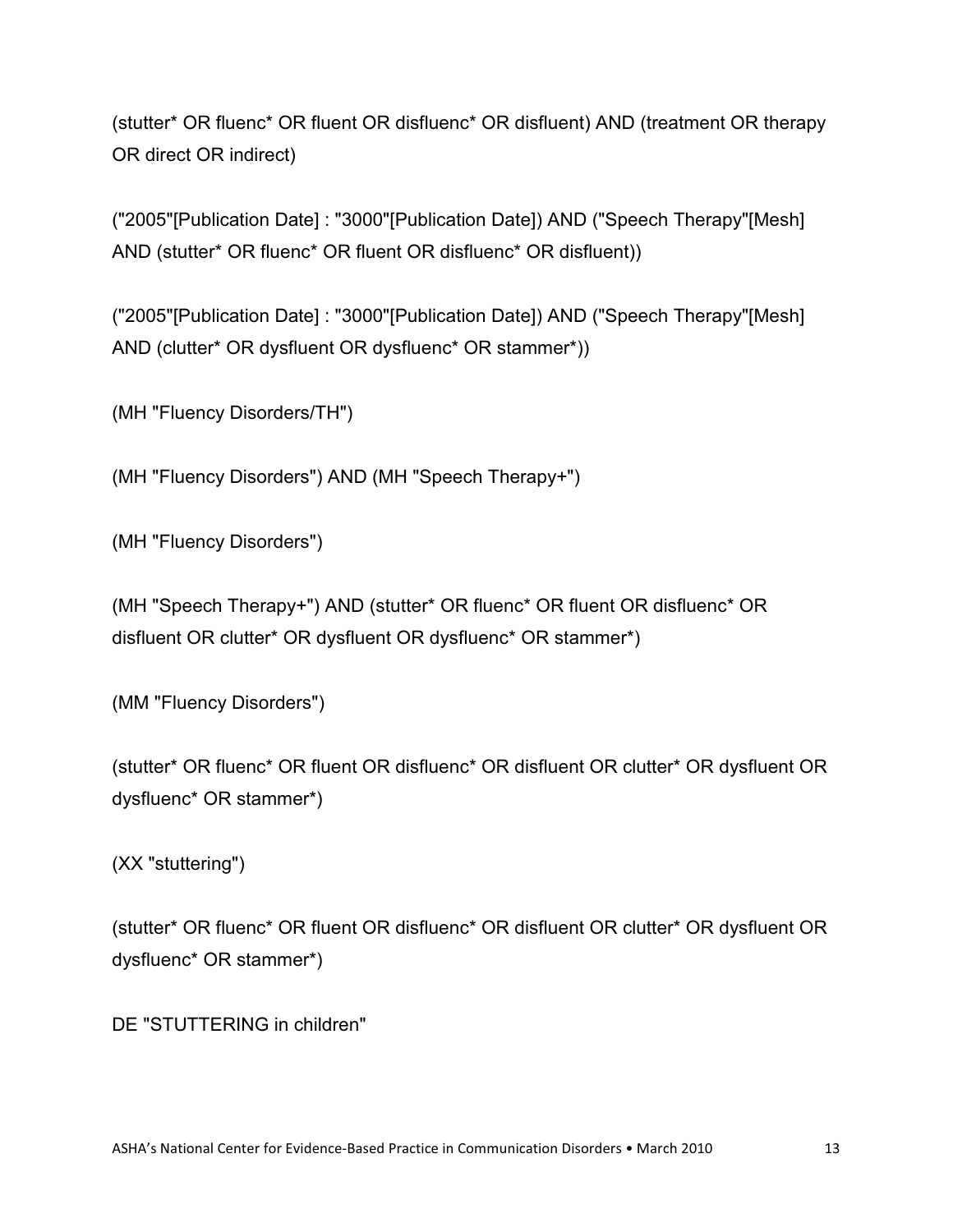(stutter* OR fluenc* OR fluent OR disfluenc* OR disfluent) AND (treatment OR therapy OR direct OR indirect)

("2005"[Publication Date] : "3000"[Publication Date]) AND ("Speech Therapy"[Mesh] AND (stutter* OR fluenc* OR fluent OR disfluenc* OR disfluent))

("2005"[Publication Date] : "3000"[Publication Date]) AND ("Speech Therapy"[Mesh] AND (clutter* OR dysfluent OR dysfluenc* OR stammer*))

(MH "Fluency Disorders/TH")

(MH "Fluency Disorders") AND (MH "Speech Therapy+")

(MH "Fluency Disorders")

(MH "Speech Therapy+") AND (stutter* OR fluenc* OR fluent OR disfluenc* OR disfluent OR clutter* OR dysfluent OR dysfluenc* OR stammer*)

(MM "Fluency Disorders")

(stutter* OR fluenc* OR fluent OR disfluenc* OR disfluent OR clutter* OR dysfluent OR dysfluenc* OR stammer*)

(XX "stuttering")

(stutter* OR fluenc* OR fluent OR disfluenc* OR disfluent OR clutter* OR dysfluent OR dysfluenc* OR stammer*)

DE "STUTTERING in children"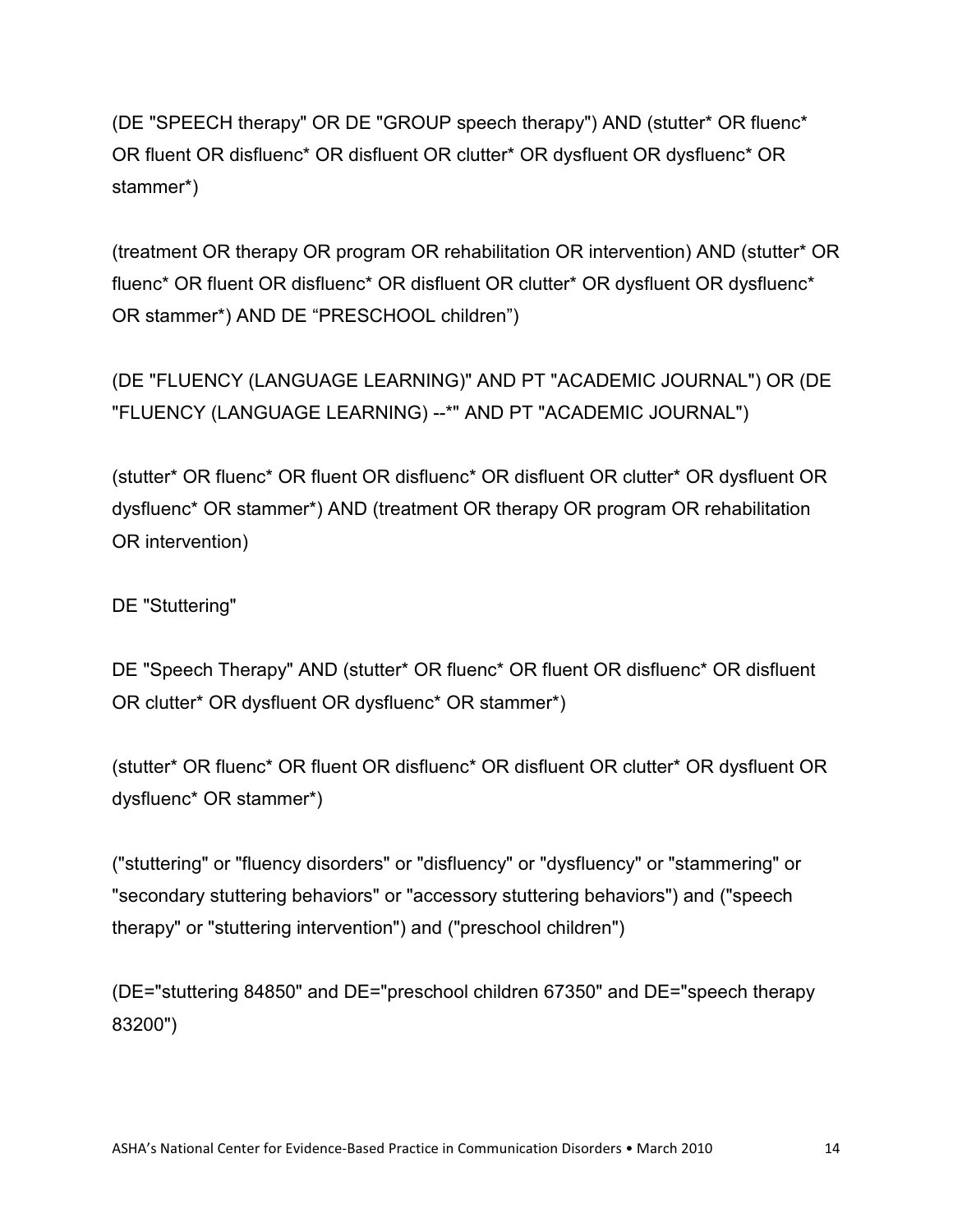(DE "SPEECH therapy" OR DE "GROUP speech therapy") AND (stutter* OR fluenc* OR fluent OR disfluenc* OR disfluent OR clutter* OR dysfluent OR dysfluenc* OR stammer*)

(treatment OR therapy OR program OR rehabilitation OR intervention) AND (stutter* OR fluenc* OR fluent OR disfluenc* OR disfluent OR clutter* OR dysfluent OR dysfluenc* OR stammer*) AND DE “PRESCHOOL children”)

(DE "FLUENCY (LANGUAGE LEARNING)" AND PT "ACADEMIC JOURNAL") OR (DE "FLUENCY (LANGUAGE LEARNING) --*" AND PT "ACADEMIC JOURNAL")

(stutter* OR fluenc* OR fluent OR disfluenc* OR disfluent OR clutter* OR dysfluent OR dysfluenc* OR stammer*) AND (treatment OR therapy OR program OR rehabilitation OR intervention)

DE "Stuttering"

DE "Speech Therapy" AND (stutter* OR fluenc* OR fluent OR disfluenc* OR disfluent OR clutter* OR dysfluent OR dysfluenc* OR stammer*)

(stutter* OR fluenc* OR fluent OR disfluenc* OR disfluent OR clutter* OR dysfluent OR dysfluenc* OR stammer*)

("stuttering" or "fluency disorders" or "disfluency" or "dysfluency" or "stammering" or "secondary stuttering behaviors" or "accessory stuttering behaviors") and ("speech therapy" or "stuttering intervention") and ("preschool children")

(DE="stuttering 84850" and DE="preschool children 67350" and DE="speech therapy 83200")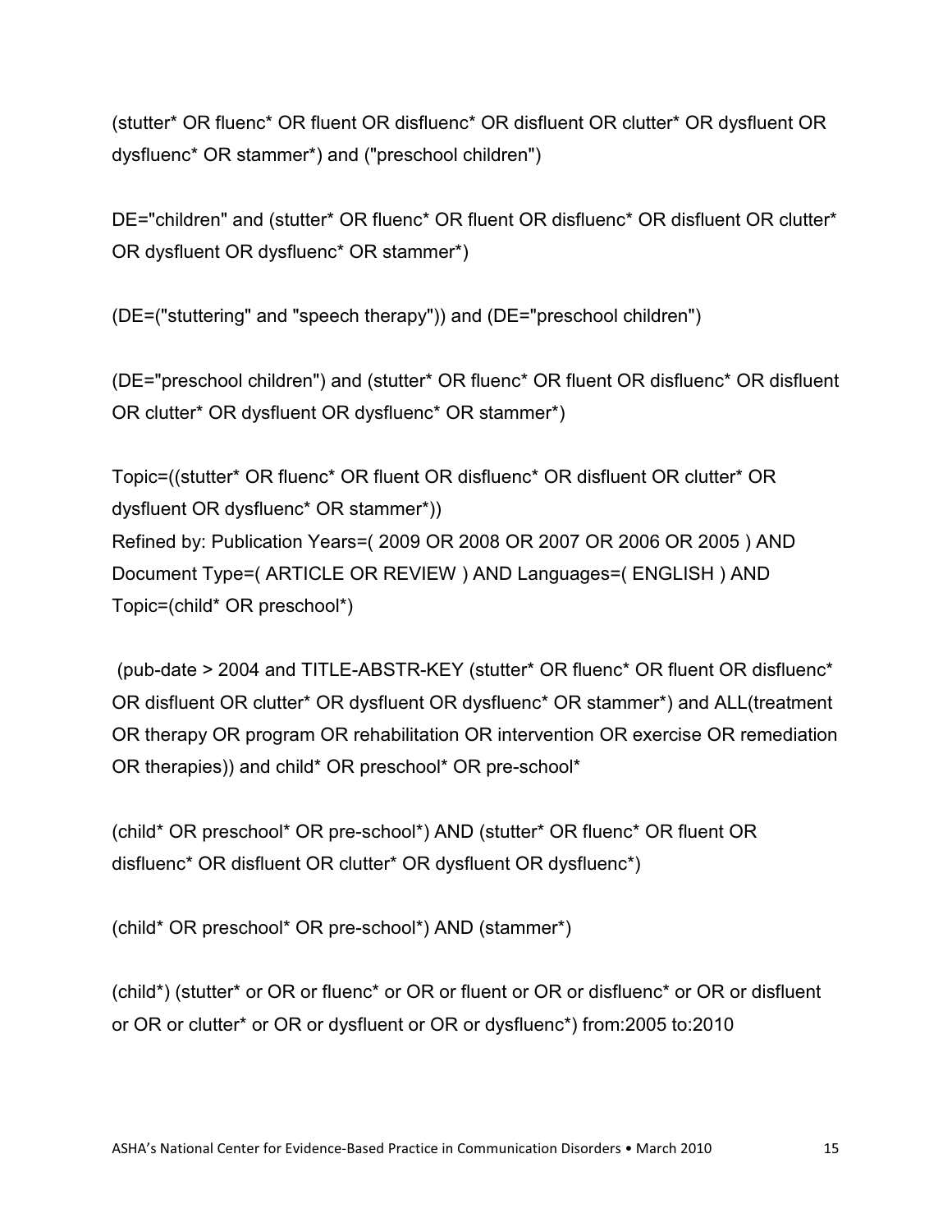(stutter* OR fluenc* OR fluent OR disfluenc* OR disfluent OR clutter* OR dysfluent OR dysfluenc* OR stammer*) and ("preschool children")

DE="children" and (stutter* OR fluenc* OR fluent OR disfluenc* OR disfluent OR clutter* OR dysfluent OR dysfluenc* OR stammer*)

(DE=("stuttering" and "speech therapy")) and (DE="preschool children")

(DE="preschool children") and (stutter* OR fluenc* OR fluent OR disfluenc* OR disfluent OR clutter* OR dysfluent OR dysfluenc* OR stammer*)

Topic=((stutter* OR fluenc* OR fluent OR disfluenc* OR disfluent OR clutter* OR dysfluent OR dysfluenc* OR stammer*))
Refined by: Publication Years=( 2009 OR 2008 OR 2007 OR 2006 OR 2005 ) AND Document Type=( ARTICLE OR REVIEW ) AND Languages=( ENGLISH ) AND Topic=(child* OR preschool*)

(pub-date > 2004 and TITLE-ABSTR-KEY (stutter* OR fluenc* OR fluent OR disfluenc* OR disfluent OR clutter* OR dysfluent OR dysfluenc* OR stammer*) and ALL(treatment OR therapy OR program OR rehabilitation OR intervention OR exercise OR remediation OR therapies)) and child* OR preschool* OR pre-school*

(child* OR preschool* OR pre-school*) AND (stutter* OR fluenc* OR fluent OR disfluenc* OR disfluent OR clutter* OR dysfluent OR dysfluenc*)

(child* OR preschool* OR pre-school*) AND (stammer*)

(child*) (stutter* or OR or fluenc* or OR or fluent or OR or disfluenc* or OR or disfluent or OR or clutter* or OR or dysfluent or OR or dysfluenc*) from:2005 to:2010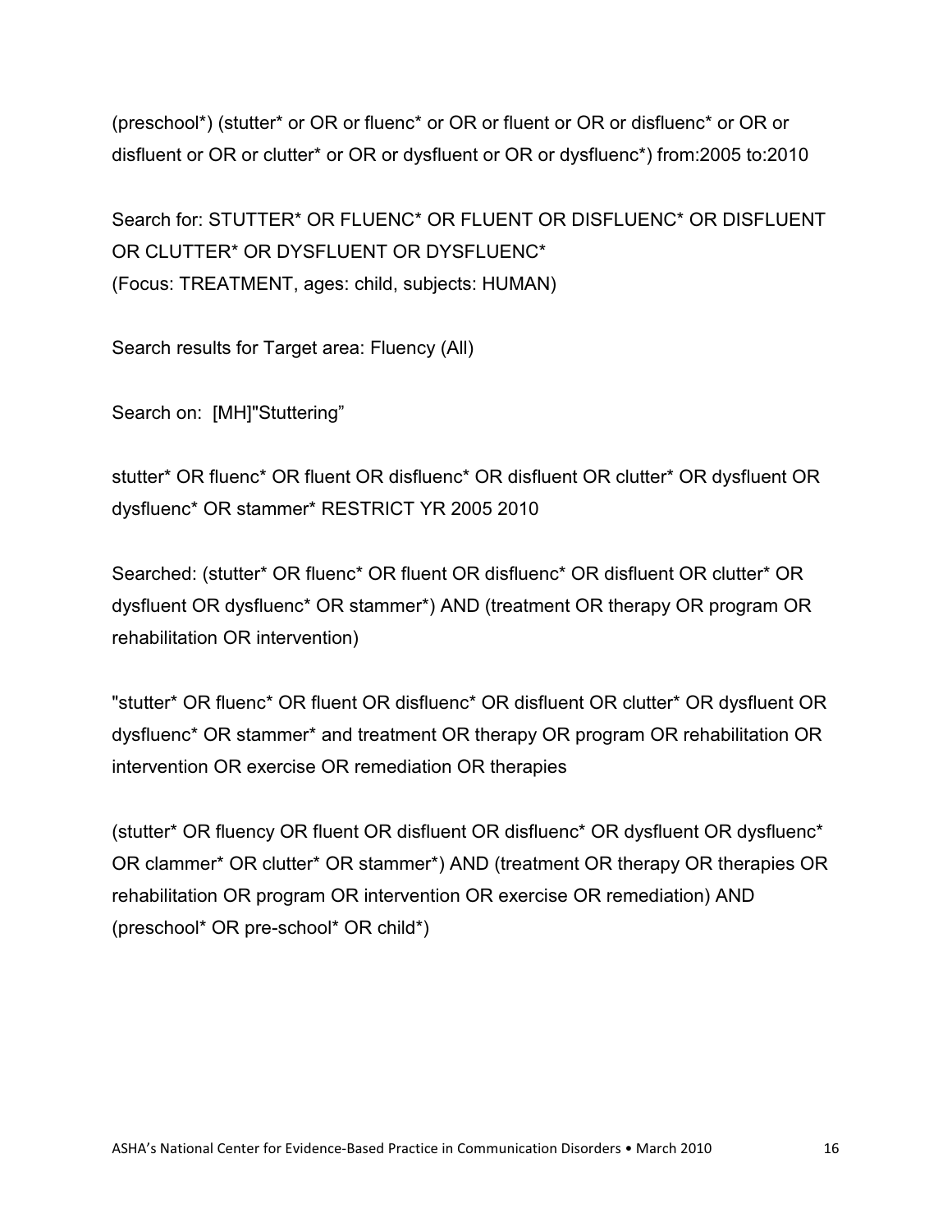(preschool*) (stutter* or OR or fluenc* or OR or fluent or OR or disfluenc* or OR or disfluent or OR or clutter* or OR or dysfluent or OR or dysfluenc*) from:2005 to:2010

Search for: STUTTER* OR FLUENC* OR FLUENT OR DISFLUENC* OR DISFLUENT OR CLUTTER* OR DYSFLUENT OR DYSFLUENC*
(Focus: TREATMENT, ages: child, subjects: HUMAN)

Search results for Target area: Fluency (All)

Search on: [MH]"Stuttering”

stutter* OR fluenc* OR fluent OR disfluenc* OR disfluent OR clutter* OR dysfluent OR dysfluenc* OR stammer* RESTRICT YR 2005 2010

Searched: (stutter* OR fluenc* OR fluent OR disfluenc* OR disfluent OR clutter* OR dysfluent OR dysfluenc* OR stammer*) AND (treatment OR therapy OR program OR rehabilitation OR intervention)

"stutter* OR fluenc* OR fluent OR disfluenc* OR disfluent OR clutter* OR dysfluent OR dysfluenc* OR stammer* and treatment OR therapy OR program OR rehabilitation OR intervention OR exercise OR remediation OR therapies

(stutter* OR fluency OR fluent OR disfluent OR disfluenc* OR dysfluent OR dysfluenc* OR clammer* OR clutter* OR stammer*) AND (treatment OR therapy OR therapies OR rehabilitation OR program OR intervention OR exercise OR remediation) AND (preschool* OR pre-school* OR child*)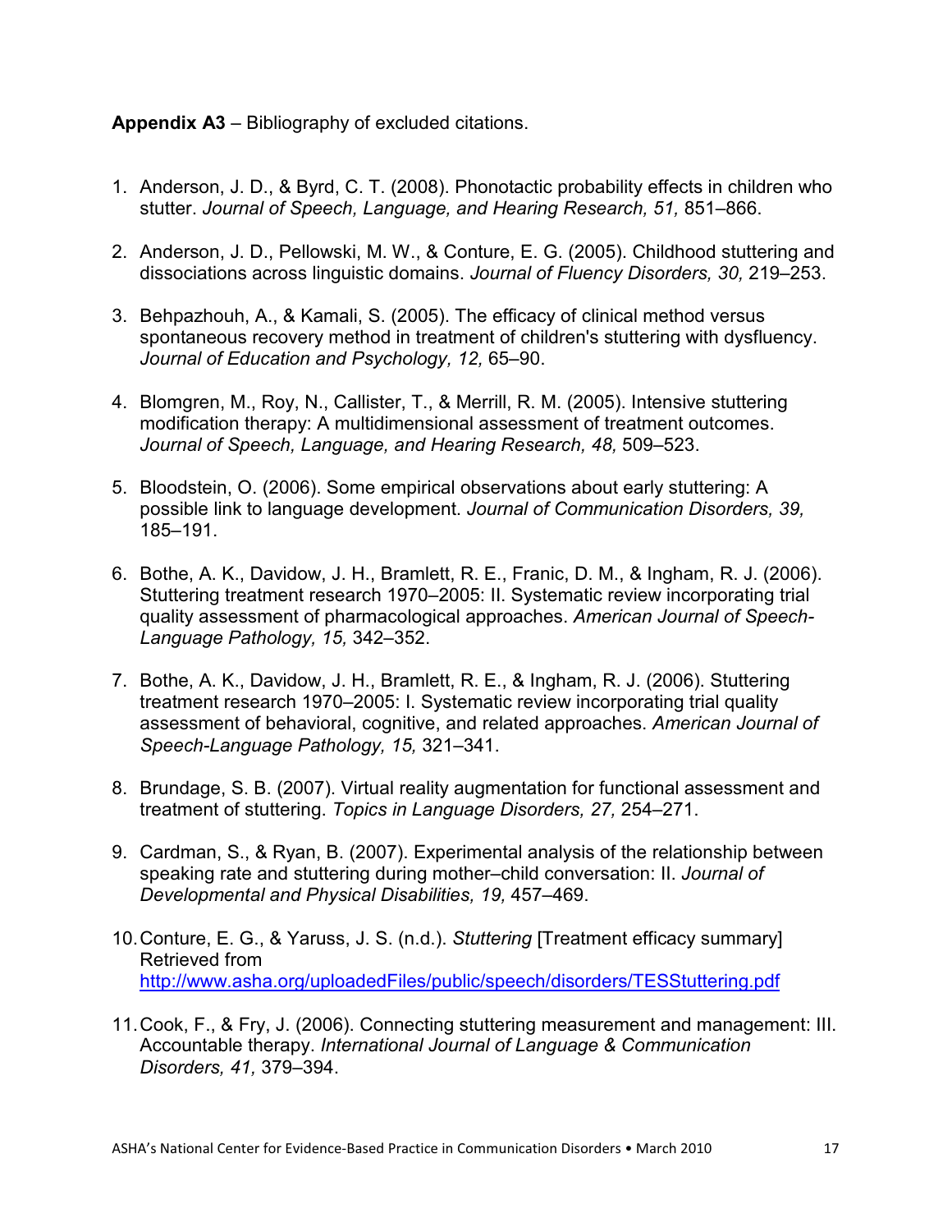**Appendix A3** – Bibliography of excluded citations.

1. Anderson, J. D., & Byrd, C. T. (2008). Phonotactic probability effects in children who stutter. *Journal of Speech, Language, and Hearing Research, 51,* 851–866.

2. Anderson, J. D., Pellowski, M. W., & Conture, E. G. (2005). Childhood stuttering and dissociations across linguistic domains. *Journal of Fluency Disorders, 30,* 219–253.

3. Behpazhouh, A., & Kamali, S. (2005). The efficacy of clinical method versus spontaneous recovery method in treatment of children's stuttering with dysfluency. *Journal of Education and Psychology, 12,* 65–90.

4. Blomgren, M., Roy, N., Callister, T., & Merrill, R. M. (2005). Intensive stuttering modification therapy: A multidimensional assessment of treatment outcomes. *Journal of Speech, Language, and Hearing Research, 48,* 509–523.

5. Bloodstein, O. (2006). Some empirical observations about early stuttering: A possible link to language development. *Journal of Communication Disorders, 39,* 185–191.

6. Bothe, A. K., Davidow, J. H., Bramlett, R. E., Franic, D. M., & Ingham, R. J. (2006). Stuttering treatment research 1970–2005: II. Systematic review incorporating trial quality assessment of pharmacological approaches. *American Journal of Speech-Language Pathology, 15,* 342–352.

7. Bothe, A. K., Davidow, J. H., Bramlett, R. E., & Ingham, R. J. (2006). Stuttering treatment research 1970–2005: I. Systematic review incorporating trial quality assessment of behavioral, cognitive, and related approaches. *American Journal of Speech-Language Pathology, 15,* 321–341.

8. Brundage, S. B. (2007). Virtual reality augmentation for functional assessment and treatment of stuttering. *Topics in Language Disorders, 27,* 254–271.

9. Cardman, S., & Ryan, B. (2007). Experimental analysis of the relationship between speaking rate and stuttering during mother–child conversation: II. *Journal of Developmental and Physical Disabilities, 19,* 457–469.

10. Conture, E. G., & Yaruss, J. S. (n.d.). *Stuttering* [Treatment efficacy summary] Retrieved from http://www.asha.org/uploadedFiles/public/speech/disorders/TESStuttering.pdf

11. Cook, F., & Fry, J. (2006). Connecting stuttering measurement and management: III. Accountable therapy. *International Journal of Language & Communication Disorders, 41,* 379–394.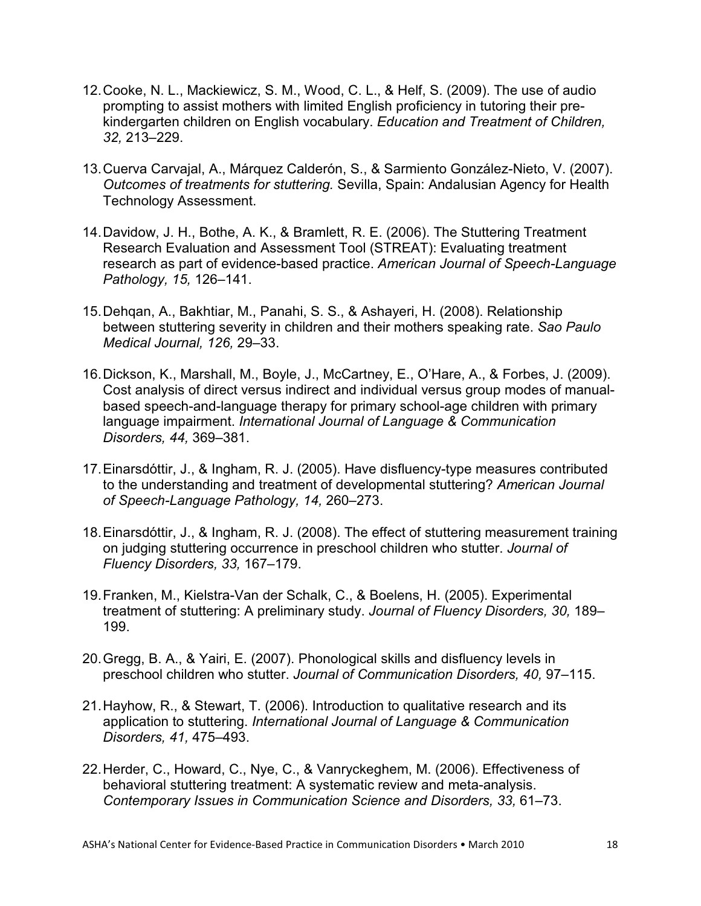12. Cooke, N. L., Mackiewicz, S. M., Wood, C. L., & Helf, S. (2009). The use of audio prompting to assist mothers with limited English proficiency in tutoring their pre-kindergarten children on English vocabulary. *Education and Treatment of Children, 32,* 213–229.

13. Cuerva Carvajal, A., Márquez Calderón, S., & Sarmiento González-Nieto, V. (2007). *Outcomes of treatments for stuttering.* Sevilla, Spain: Andalusian Agency for Health Technology Assessment.

14. Davidow, J. H., Bothe, A. K., & Bramlett, R. E. (2006). The Stuttering Treatment Research Evaluation and Assessment Tool (STREAT): Evaluating treatment research as part of evidence-based practice. *American Journal of Speech-Language Pathology, 15,* 126–141.

15. Dehqan, A., Bakhtiar, M., Panahi, S. S., & Ashayeri, H. (2008). Relationship between stuttering severity in children and their mothers speaking rate. *Sao Paulo Medical Journal, 126,* 29–33.

16. Dickson, K., Marshall, M., Boyle, J., McCartney, E., O'Hare, A., & Forbes, J. (2009). Cost analysis of direct versus indirect and individual versus group modes of manual-based speech-and-language therapy for primary school-age children with primary language impairment. *International Journal of Language & Communication Disorders, 44,* 369–381.

17. Einarsdóttir, J., & Ingham, R. J. (2005). Have disfluency-type measures contributed to the understanding and treatment of developmental stuttering? *American Journal of Speech-Language Pathology, 14,* 260–273.

18. Einarsdóttir, J., & Ingham, R. J. (2008). The effect of stuttering measurement training on judging stuttering occurrence in preschool children who stutter. *Journal of Fluency Disorders, 33,* 167–179.

19. Franken, M., Kielstra-Van der Schalk, C., & Boelens, H. (2005). Experimental treatment of stuttering: A preliminary study. *Journal of Fluency Disorders, 30,* 189–199.

20. Gregg, B. A., & Yairi, E. (2007). Phonological skills and disfluency levels in preschool children who stutter. *Journal of Communication Disorders, 40,* 97–115.

21. Hayhow, R., & Stewart, T. (2006). Introduction to qualitative research and its application to stuttering. *International Journal of Language & Communication Disorders, 41,* 475–493.

22. Herder, C., Howard, C., Nye, C., & Vanryckeghem, M. (2006). Effectiveness of behavioral stuttering treatment: A systematic review and meta-analysis. *Contemporary Issues in Communication Science and Disorders, 33,* 61–73.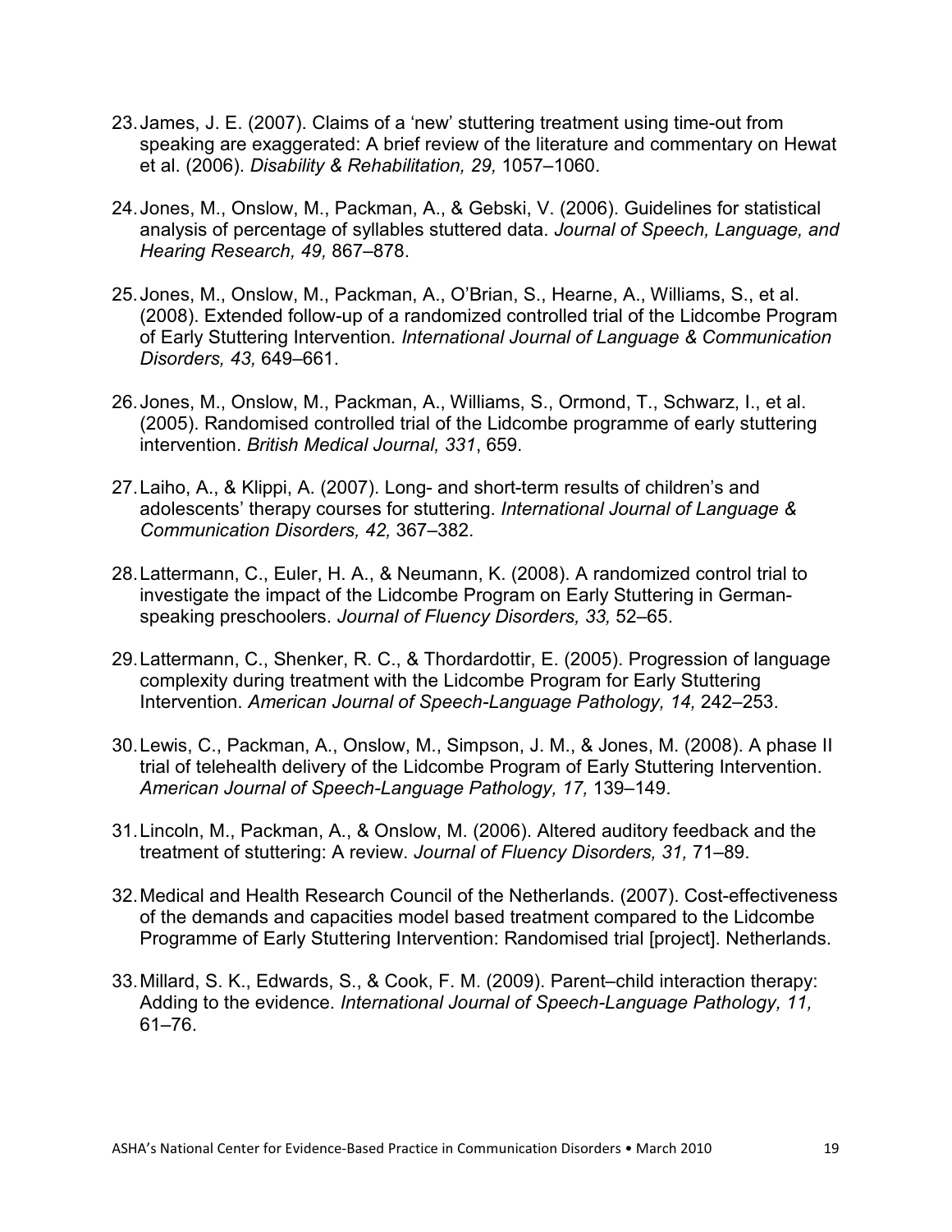23. James, J. E. (2007). Claims of a 'new' stuttering treatment using time-out from speaking are exaggerated: A brief review of the literature and commentary on Hewat et al. (2006). *Disability & Rehabilitation, 29,* 1057–1060.

24. Jones, M., Onslow, M., Packman, A., & Gebski, V. (2006). Guidelines for statistical analysis of percentage of syllables stuttered data. *Journal of Speech, Language, and Hearing Research, 49,* 867–878.

25. Jones, M., Onslow, M., Packman, A., O'Brian, S., Hearne, A., Williams, S., et al. (2008). Extended follow-up of a randomized controlled trial of the Lidcombe Program of Early Stuttering Intervention*. International Journal of Language & Communication Disorders, 43,* 649–661.

26. Jones, M., Onslow, M., Packman, A., Williams, S., Ormond, T., Schwarz, I., et al. (2005). Randomised controlled trial of the Lidcombe programme of early stuttering intervention. *British Medical Journal, 331*, 659.

27. Laiho, A., & Klippi, A. (2007). Long- and short-term results of children's and adolescents' therapy courses for stuttering. *International Journal of Language & Communication Disorders, 42,* 367–382.

28. Lattermann, C., Euler, H. A., & Neumann, K. (2008). A randomized control trial to investigate the impact of the Lidcombe Program on Early Stuttering in German-speaking preschoolers. *Journal of Fluency Disorders, 33,* 52–65.

29. Lattermann, C., Shenker, R. C., & Thordardottir, E. (2005). Progression of language complexity during treatment with the Lidcombe Program for Early Stuttering Intervention. *American Journal of Speech-Language Pathology, 14,* 242–253.

30. Lewis, C., Packman, A., Onslow, M., Simpson, J. M., & Jones, M. (2008). A phase II trial of telehealth delivery of the Lidcombe Program of Early Stuttering Intervention. *American Journal of Speech-Language Pathology, 17,* 139–149.

31. Lincoln, M., Packman, A., & Onslow, M. (2006). Altered auditory feedback and the treatment of stuttering: A review. *Journal of Fluency Disorders, 31,* 71–89.

32. Medical and Health Research Council of the Netherlands. (2007). Cost-effectiveness of the demands and capacities model based treatment compared to the Lidcombe Programme of Early Stuttering Intervention: Randomised trial [project]. Netherlands.

33. Millard, S. K., Edwards, S., & Cook, F. M. (2009). Parent–child interaction therapy: Adding to the evidence. *International Journal of Speech-Language Pathology, 11,* 61–76.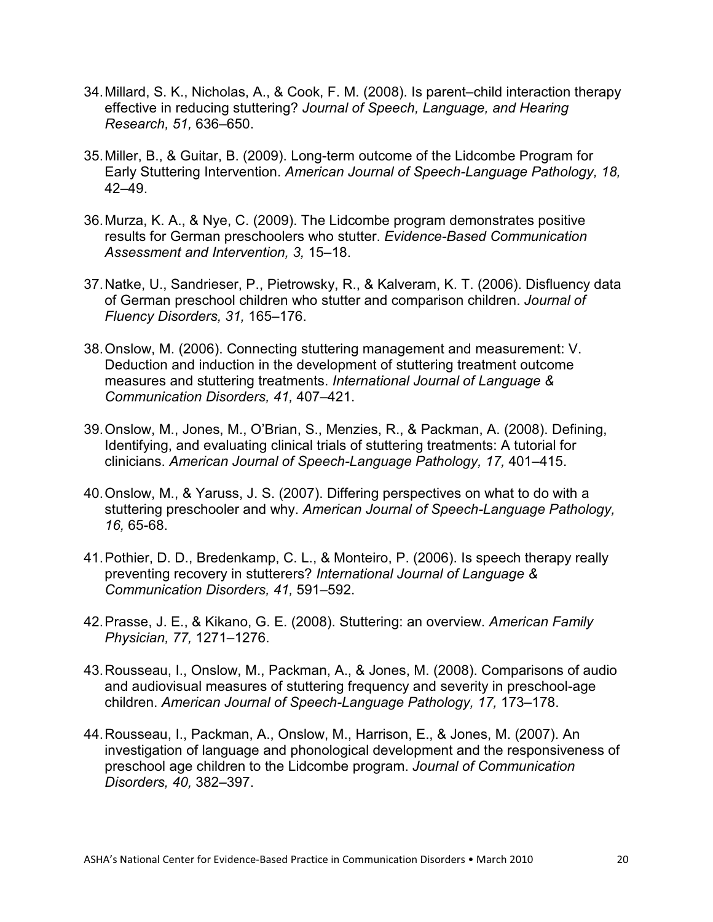34. Millard, S. K., Nicholas, A., & Cook, F. M. (2008). Is parent–child interaction therapy effective in reducing stuttering? *Journal of Speech, Language, and Hearing Research, 51,* 636–650.

35. Miller, B., & Guitar, B. (2009). Long-term outcome of the Lidcombe Program for Early Stuttering Intervention. *American Journal of Speech-Language Pathology, 18,* 42–49.

36. Murza, K. A., & Nye, C. (2009). The Lidcombe program demonstrates positive results for German preschoolers who stutter. *Evidence-Based Communication Assessment and Intervention, 3,* 15–18.

37. Natke, U., Sandrieser, P., Pietrowsky, R., & Kalveram, K. T. (2006). Disfluency data of German preschool children who stutter and comparison children. *Journal of Fluency Disorders, 31,* 165–176.

38. Onslow, M. (2006). Connecting stuttering management and measurement: V. Deduction and induction in the development of stuttering treatment outcome measures and stuttering treatments. *International Journal of Language & Communication Disorders, 41,* 407–421.

39. Onslow, M., Jones, M., O'Brian, S., Menzies, R., & Packman, A. (2008). Defining, Identifying, and evaluating clinical trials of stuttering treatments: A tutorial for clinicians. *American Journal of Speech-Language Pathology, 17,* 401–415.

40. Onslow, M., & Yaruss, J. S. (2007). Differing perspectives on what to do with a stuttering preschooler and why. *American Journal of Speech-Language Pathology, 16,* 65-68.

41. Pothier, D. D., Bredenkamp, C. L., & Monteiro, P. (2006). Is speech therapy really preventing recovery in stutterers? *International Journal of Language & Communication Disorders, 41,* 591–592.

42. Prasse, J. E., & Kikano, G. E. (2008). Stuttering: an overview. *American Family Physician, 77,* 1271–1276.

43. Rousseau, I., Onslow, M., Packman, A., & Jones, M. (2008). Comparisons of audio and audiovisual measures of stuttering frequency and severity in preschool-age children. *American Journal of Speech-Language Pathology, 17,* 173–178.

44. Rousseau, I., Packman, A., Onslow, M., Harrison, E., & Jones, M. (2007). An investigation of language and phonological development and the responsiveness of preschool age children to the Lidcombe program. *Journal of Communication Disorders, 40,* 382–397.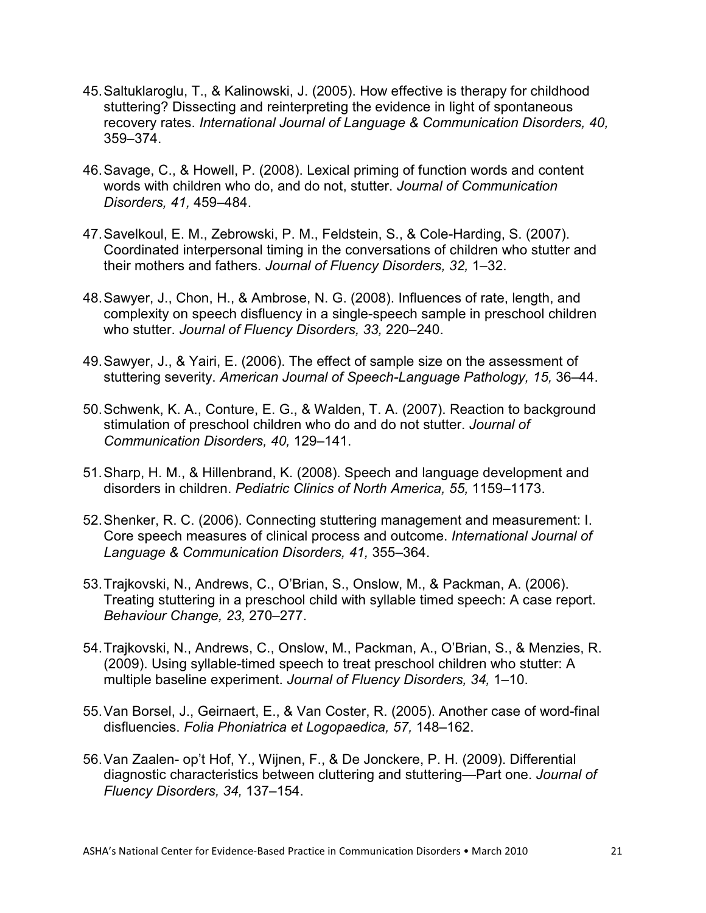45. Saltuklaroglu, T., & Kalinowski, J. (2005). How effective is therapy for childhood stuttering? Dissecting and reinterpreting the evidence in light of spontaneous recovery rates. *International Journal of Language & Communication Disorders, 40,* 359–374.

46. Savage, C., & Howell, P. (2008). Lexical priming of function words and content words with children who do, and do not, stutter. *Journal of Communication Disorders, 41,* 459–484.

47. Savelkoul, E. M., Zebrowski, P. M., Feldstein, S., & Cole-Harding, S. (2007). Coordinated interpersonal timing in the conversations of children who stutter and their mothers and fathers. *Journal of Fluency Disorders, 32,* 1–32.

48. Sawyer, J., Chon, H., & Ambrose, N. G. (2008). Influences of rate, length, and complexity on speech disfluency in a single-speech sample in preschool children who stutter. *Journal of Fluency Disorders, 33,* 220–240.

49. Sawyer, J., & Yairi, E. (2006). The effect of sample size on the assessment of stuttering severity. *American Journal of Speech-Language Pathology, 15,* 36–44.

50. Schwenk, K. A., Conture, E. G., & Walden, T. A. (2007). Reaction to background stimulation of preschool children who do and do not stutter. *Journal of Communication Disorders, 40,* 129–141.

51. Sharp, H. M., & Hillenbrand, K. (2008). Speech and language development and disorders in children. *Pediatric Clinics of North America, 55,* 1159–1173.

52. Shenker, R. C. (2006). Connecting stuttering management and measurement: I. Core speech measures of clinical process and outcome. *International Journal of Language & Communication Disorders, 41,* 355–364.

53. Trajkovski, N., Andrews, C., O'Brian, S., Onslow, M., & Packman, A. (2006). Treating stuttering in a preschool child with syllable timed speech: A case report. *Behaviour Change, 23,* 270–277.

54. Trajkovski, N., Andrews, C., Onslow, M., Packman, A., O'Brian, S., & Menzies, R. (2009). Using syllable-timed speech to treat preschool children who stutter: A multiple baseline experiment. *Journal of Fluency Disorders, 34,* 1–10.

55. Van Borsel, J., Geirnaert, E., & Van Coster, R. (2005). Another case of word-final disfluencies. *Folia Phoniatrica et Logopaedica, 57,* 148–162.

56. Van Zaalen- op't Hof, Y., Wijnen, F., & De Jonckere, P. H. (2009). Differential diagnostic characteristics between cluttering and stuttering—Part one. *Journal of Fluency Disorders, 34,* 137–154.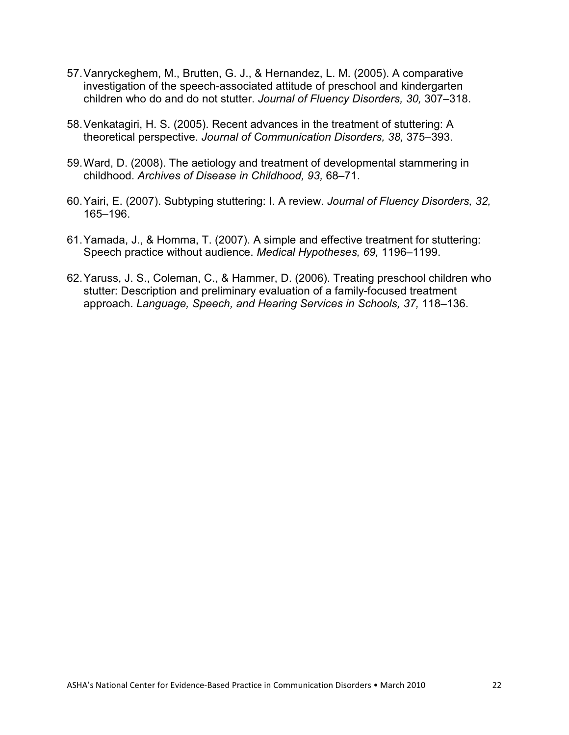57. Vanryckeghem, M., Brutten, G. J., & Hernandez, L. M. (2005). A comparative investigation of the speech-associated attitude of preschool and kindergarten children who do and do not stutter. *Journal of Fluency Disorders, 30,* 307–318.

58. Venkatagiri, H. S. (2005). Recent advances in the treatment of stuttering: A theoretical perspective. *Journal of Communication Disorders, 38,* 375–393.

59. Ward, D. (2008). The aetiology and treatment of developmental stammering in childhood. *Archives of Disease in Childhood, 93,* 68–71.

60. Yairi, E. (2007). Subtyping stuttering: I. A review. *Journal of Fluency Disorders, 32,* 165–196.

61. Yamada, J., & Homma, T. (2007). A simple and effective treatment for stuttering: Speech practice without audience. *Medical Hypotheses, 69,* 1196–1199.

62. Yaruss, J. S., Coleman, C., & Hammer, D. (2006). Treating preschool children who stutter: Description and preliminary evaluation of a family-focused treatment approach. *Language, Speech, and Hearing Services in Schools, 37,* 118–136.